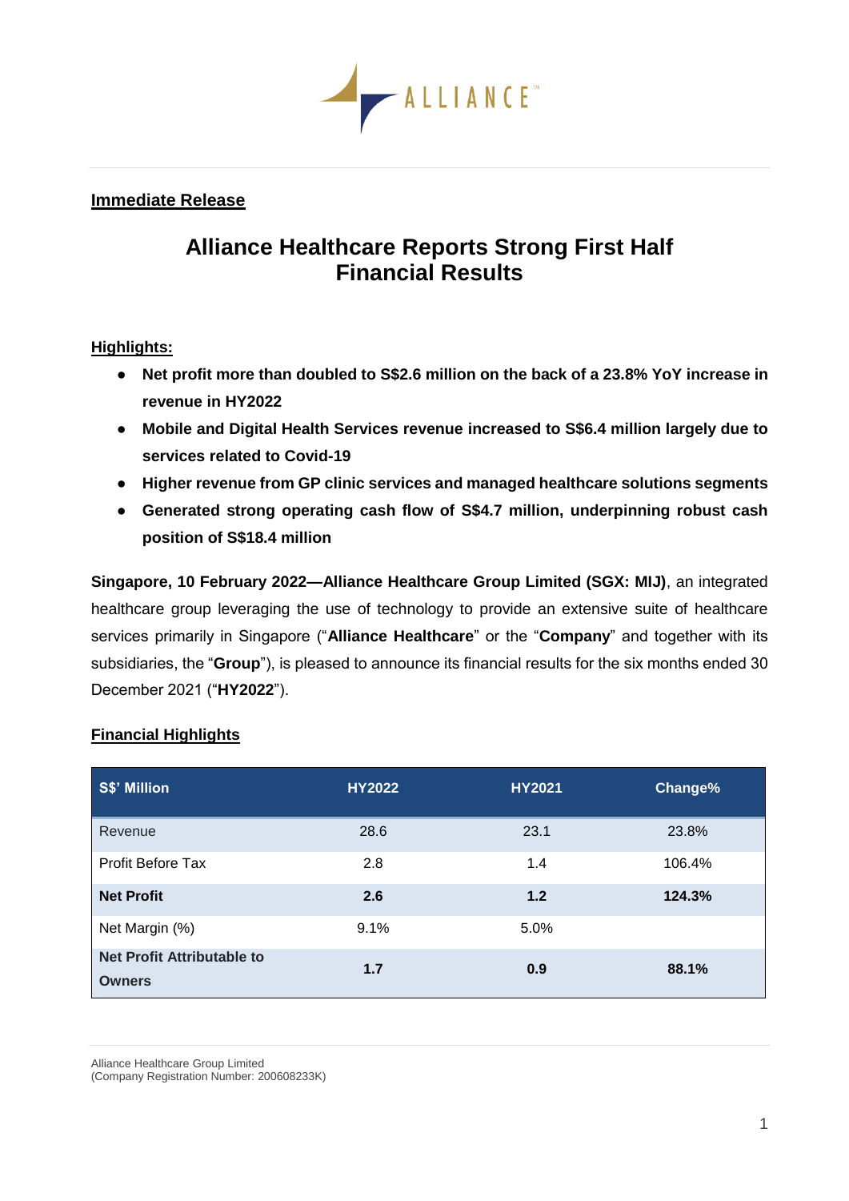**Immediate Release**

# Alliance Healthcare Reports Strong First Half Financial Results

**Highlights:**

- **Net profit more than doubled to S$2.6 million on the back of a 23.8% YoY increase in revenue in HY2022**
- **Mobile and Digital Health Services revenue increased to S$6.4 million largely due to services related to Covid-19**
- **Higher revenue from GP clinic services and managed healthcare solutions segments**
- **Generated strong operating cash flow of S$4.7 million, underpinning robust cash position of S$18.4 million**

**Singapore, 10 February 2022—Alliance Healthcare Group Limited (SGX: MIJ)**, an integrated healthcare group leveraging the use of technology to provide an extensive suite of healthcare services primarily in Singapore ("**Alliance Healthcare**" or the "**Company**" and together with its subsidiaries, the "**Group**"), is pleased to announce its financial results for the six months ended 30 December 2021 ("**HY2022**").

**Financial Highlights**

| S$' Million | HY2022 | HY2021 | Change% |
|---|---|---|---|
| Revenue | 28.6 | 23.1 | 23.8% |
| Profit Before Tax | 2.8 | 1.4 | 106.4% |
| **Net Profit** | **2.6** | **1.2** | **124.3%** |
| Net Margin (%) | 9.1% | 5.0% | |
| **Net Profit Attributable to Owners** | **1.7** | **0.9** | **88.1%** |

Alliance Healthcare Group Limited
(Company Registration Number: 200608233K)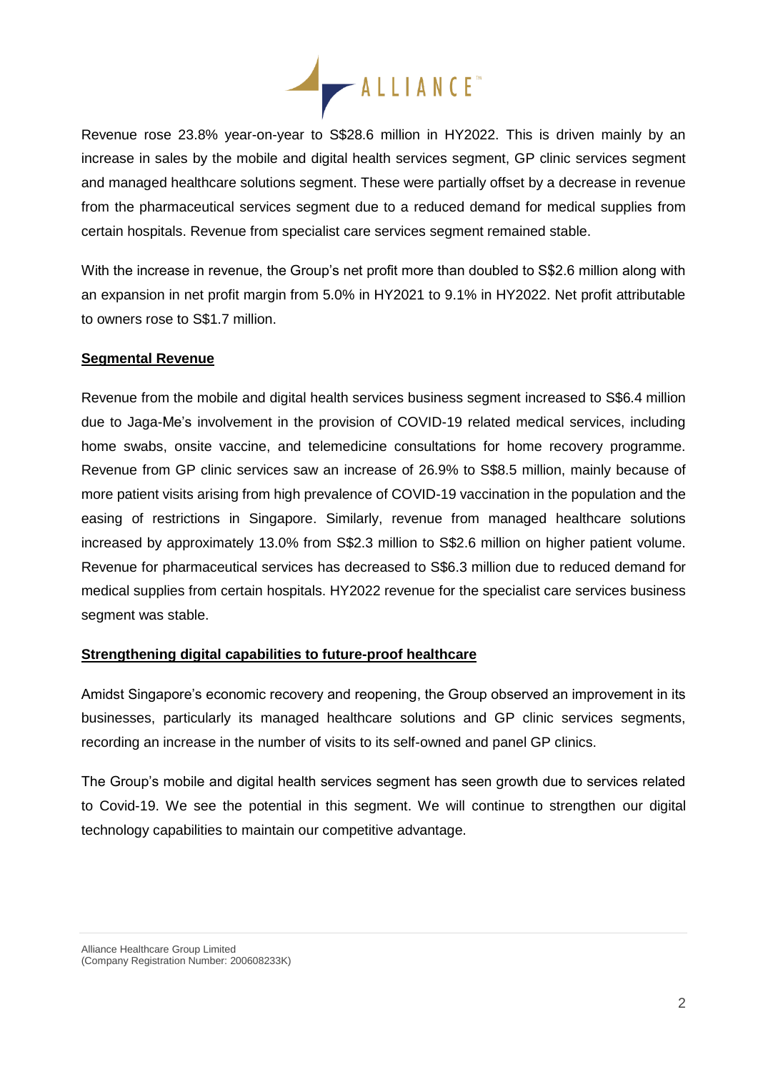Revenue rose 23.8% year-on-year to S$28.6 million in HY2022. This is driven mainly by an increase in sales by the mobile and digital health services segment, GP clinic services segment and managed healthcare solutions segment. These were partially offset by a decrease in revenue from the pharmaceutical services segment due to a reduced demand for medical supplies from certain hospitals. Revenue from specialist care services segment remained stable.

With the increase in revenue, the Group's net profit more than doubled to S$2.6 million along with an expansion in net profit margin from 5.0% in HY2021 to 9.1% in HY2022. Net profit attributable to owners rose to S$1.7 million.

## Segmental Revenue

Revenue from the mobile and digital health services business segment increased to S$6.4 million due to Jaga-Me's involvement in the provision of COVID-19 related medical services, including home swabs, onsite vaccine, and telemedicine consultations for home recovery programme. Revenue from GP clinic services saw an increase of 26.9% to S$8.5 million, mainly because of more patient visits arising from high prevalence of COVID-19 vaccination in the population and the easing of restrictions in Singapore. Similarly, revenue from managed healthcare solutions increased by approximately 13.0% from S$2.3 million to S$2.6 million on higher patient volume. Revenue for pharmaceutical services has decreased to S$6.3 million due to reduced demand for medical supplies from certain hospitals. HY2022 revenue for the specialist care services business segment was stable.

## Strengthening digital capabilities to future-proof healthcare

Amidst Singapore's economic recovery and reopening, the Group observed an improvement in its businesses, particularly its managed healthcare solutions and GP clinic services segments, recording an increase in the number of visits to its self-owned and panel GP clinics.

The Group's mobile and digital health services segment has seen growth due to services related to Covid-19. We see the potential in this segment. We will continue to strengthen our digital technology capabilities to maintain our competitive advantage.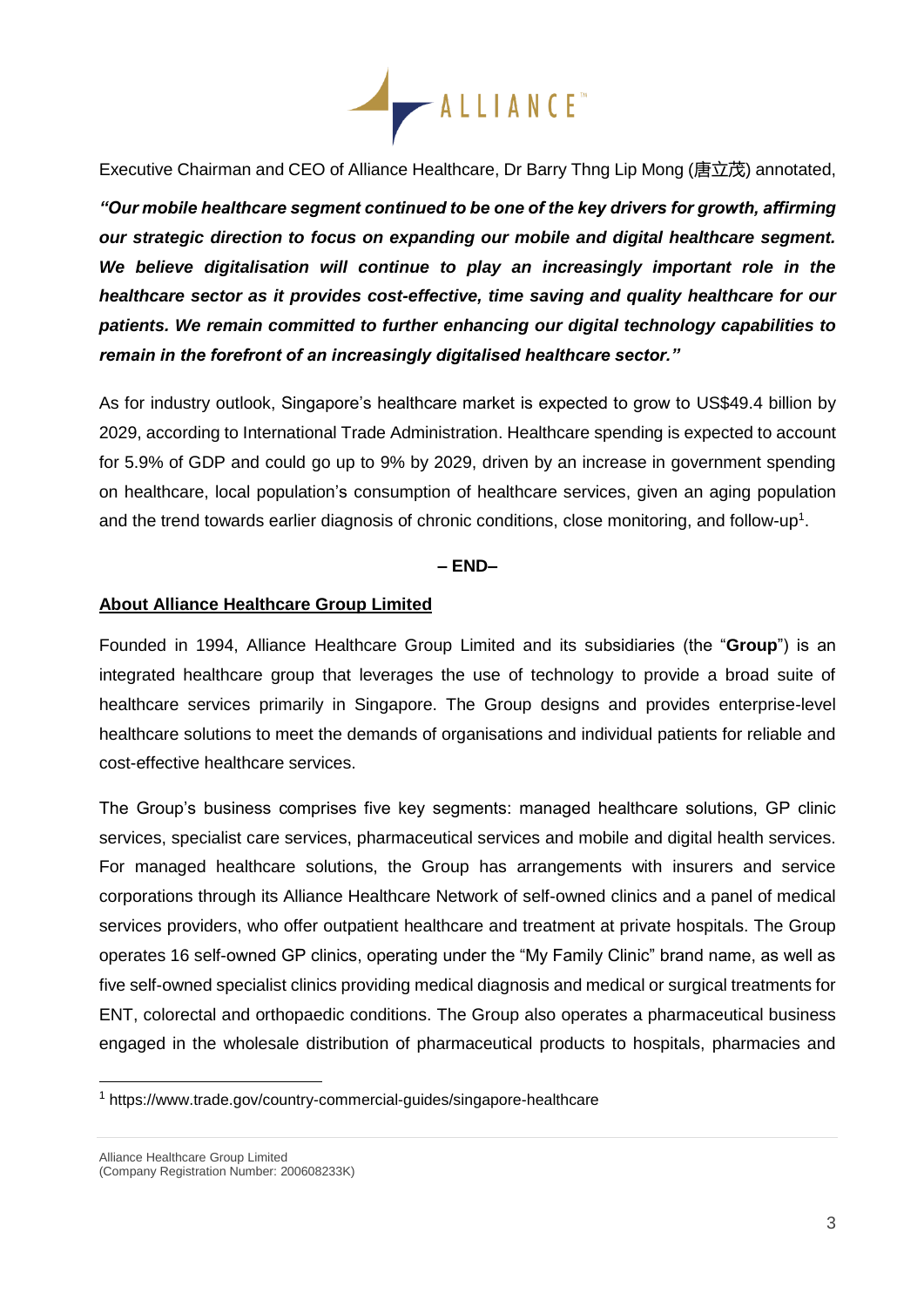Executive Chairman and CEO of Alliance Healthcare, Dr Barry Thng Lip Mong (唐立茂) annotated,

***"Our mobile healthcare segment continued to be one of the key drivers for growth, affirming our strategic direction to focus on expanding our mobile and digital healthcare segment. We believe digitalisation will continue to play an increasingly important role in the healthcare sector as it provides cost-effective, time saving and quality healthcare for our patients. We remain committed to further enhancing our digital technology capabilities to remain in the forefront of an increasingly digitalised healthcare sector."***

As for industry outlook, Singapore's healthcare market is expected to grow to US$49.4 billion by 2029, according to International Trade Administration. Healthcare spending is expected to account for 5.9% of GDP and could go up to 9% by 2029, driven by an increase in government spending on healthcare, local population's consumption of healthcare services, given an aging population and the trend towards earlier diagnosis of chronic conditions, close monitoring, and follow-up[1].

**– END–**

**About Alliance Healthcare Group Limited**

Founded in 1994, Alliance Healthcare Group Limited and its subsidiaries (the "**Group**") is an integrated healthcare group that leverages the use of technology to provide a broad suite of healthcare services primarily in Singapore. The Group designs and provides enterprise-level healthcare solutions to meet the demands of organisations and individual patients for reliable and cost-effective healthcare services.

The Group's business comprises five key segments: managed healthcare solutions, GP clinic services, specialist care services, pharmaceutical services and mobile and digital health services. For managed healthcare solutions, the Group has arrangements with insurers and service corporations through its Alliance Healthcare Network of self-owned clinics and a panel of medical services providers, who offer outpatient healthcare and treatment at private hospitals. The Group operates 16 self-owned GP clinics, operating under the "My Family Clinic" brand name, as well as five self-owned specialist clinics providing medical diagnosis and medical or surgical treatments for ENT, colorectal and orthopaedic conditions. The Group also operates a pharmaceutical business engaged in the wholesale distribution of pharmaceutical products to hospitals, pharmacies and

[1] https://www.trade.gov/country-commercial-guides/singapore-healthcare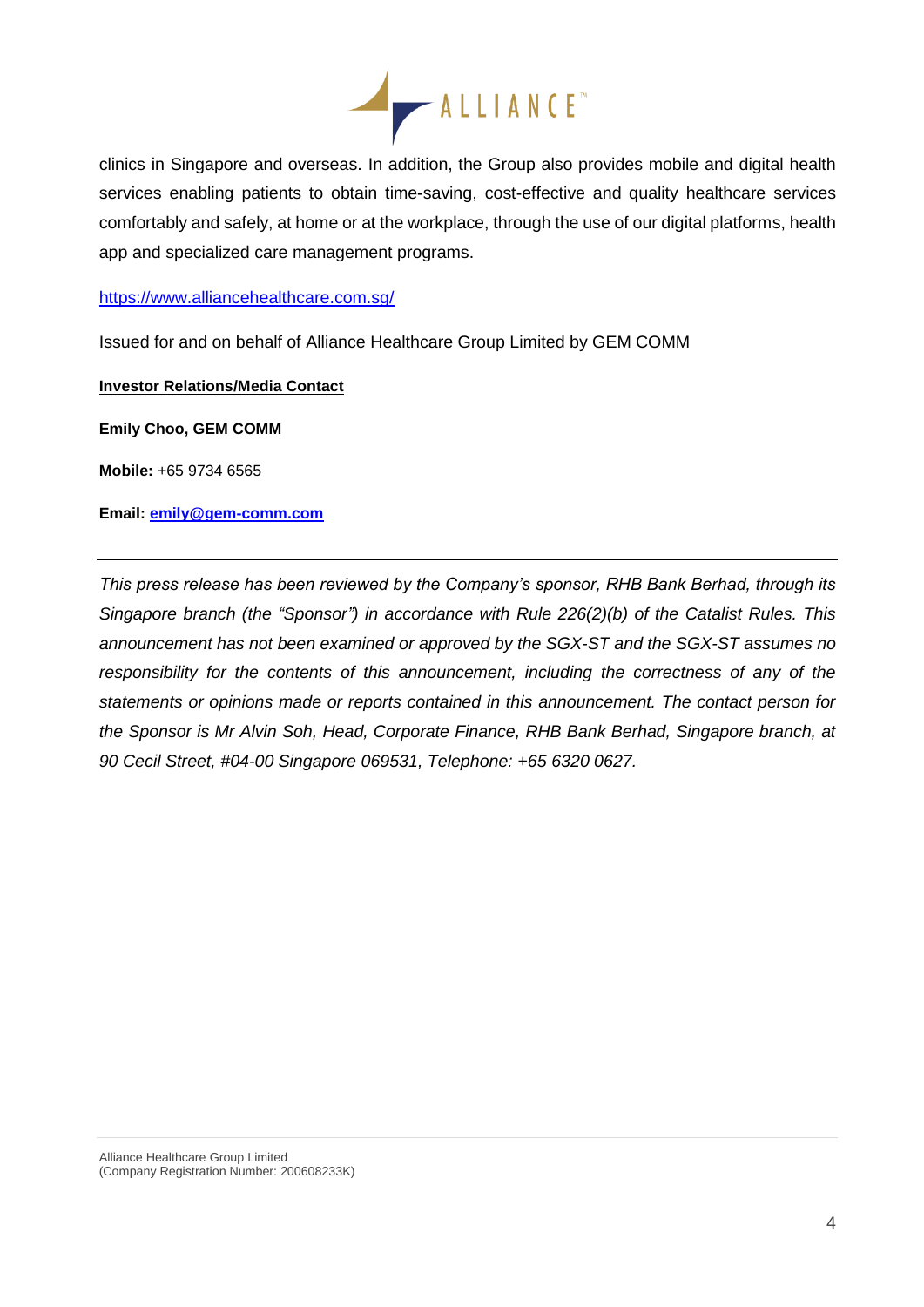clinics in Singapore and overseas. In addition, the Group also provides mobile and digital health services enabling patients to obtain time-saving, cost-effective and quality healthcare services comfortably and safely, at home or at the workplace, through the use of our digital platforms, health app and specialized care management programs.

https://www.alliancehealthcare.com.sg/

Issued for and on behalf of Alliance Healthcare Group Limited by GEM COMM

**Investor Relations/Media Contact**

**Emily Choo, GEM COMM**

**Mobile:** +65 9734 6565

**Email:** **emily@gem-comm.com**

---

*This press release has been reviewed by the Company's sponsor, RHB Bank Berhad, through its Singapore branch (the "Sponsor") in accordance with Rule 226(2)(b) of the Catalist Rules. This announcement has not been examined or approved by the SGX-ST and the SGX-ST assumes no responsibility for the contents of this announcement, including the correctness of any of the statements or opinions made or reports contained in this announcement. The contact person for the Sponsor is Mr Alvin Soh, Head, Corporate Finance, RHB Bank Berhad, Singapore branch, at 90 Cecil Street, #04-00 Singapore 069531, Telephone: +65 6320 0627.*